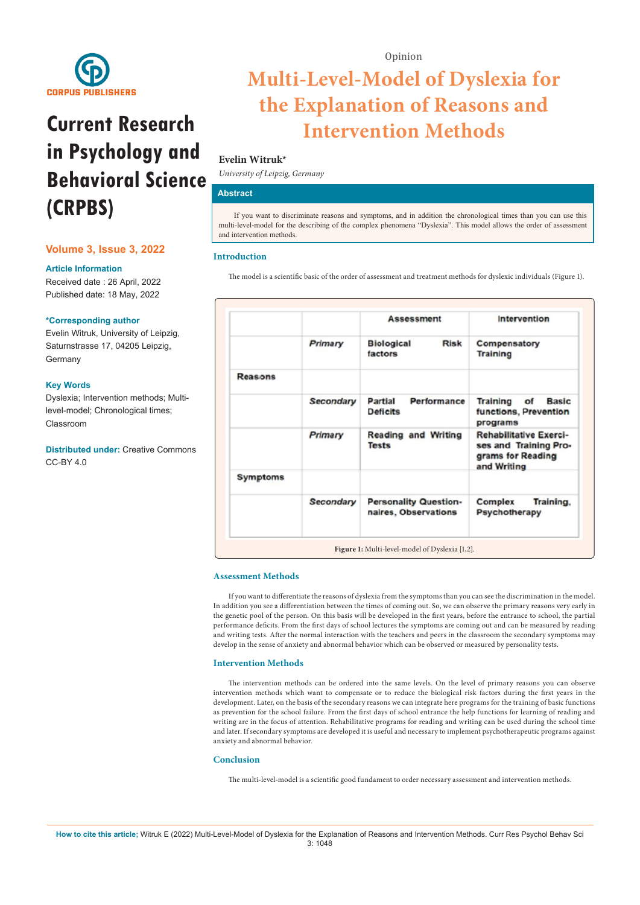CORPUS PUBLISHERS

# Current Research in Psychology and Behavioral Science (CRPBS)

**Volume 3, Issue 3, 2022**

**Article Information**

Received date : 26 April, 2022

Published date: 18 May, 2022

**\*Corresponding author**

Evelin Witruk, University of Leipzig, Saturnstrasse 17, 04205 Leipzig, Germany

**Key Words**

Dyslexia; Intervention methods; Multi-level-model; Chronological times; Classroom

**Distributed under:** Creative Commons CC-BY 4.0

Opinion

# Multi-Level-Model of Dyslexia for the Explanation of Reasons and Intervention Methods

**Evelin Witruk\***

*University of Leipzig, Germany*

## Abstract

If you want to discriminate reasons and symptoms, and in addition the chronological times than you can use this multi-level-model for the describing of the complex phenomena "Dyslexia". This model allows the order of assessment and intervention methods.

## Introduction

The model is a scientific basic of the order of assessment and treatment methods for dyslexic individuals (Figure 1).

| | | Assessment | Intervention |
|---|---|---|---|
| | *Primary* | Biological Risk factors | Compensatory Training |
| Reasons | | | |
| | *Secondary* | Partial Performance Deficits | Training of Basic functions, Prevention programs |
| | *Primary* | Reading and Writing Tests | Rehabilitative Exercises and Training Programs for Reading and Writing |
| Symptoms | | | |
| | *Secondary* | Personality Questionnaires, Observations | Complex Training, Psychotherapy |

**Figure 1:** Multi-level-model of Dyslexia [1,2].

## Assessment Methods

If you want to differentiate the reasons of dyslexia from the symptoms than you can see the discrimination in the model. In addition you see a differentiation between the times of coming out. So, we can observe the primary reasons very early in the genetic pool of the person. On this basis will be developed in the first years, before the entrance to school, the partial performance deficits. From the first days of school lectures the symptoms are coming out and can be measured by reading and writing tests. After the normal interaction with the teachers and peers in the classroom the secondary symptoms may develop in the sense of anxiety and abnormal behavior which can be observed or measured by personality tests.

## Intervention Methods

The intervention methods can be ordered into the same levels. On the level of primary reasons you can observe intervention methods which want to compensate or to reduce the biological risk factors during the first years in the development. Later, on the basis of the secondary reasons we can integrate here programs for the training of basic functions as prevention for the school failure. From the first days of school entrance the help functions for learning of reading and writing are in the focus of attention. Rehabilitative programs for reading and writing can be used during the school time and later. If secondary symptoms are developed it is useful and necessary to implement psychotherapeutic programs against anxiety and abnormal behavior.

## Conclusion

The multi-level-model is a scientific good fundament to order necessary assessment and intervention methods.

**How to cite this article;** Witruk E (2022) Multi-Level-Model of Dyslexia for the Explanation of Reasons and Intervention Methods. Curr Res Psychol Behav Sci 3: 1048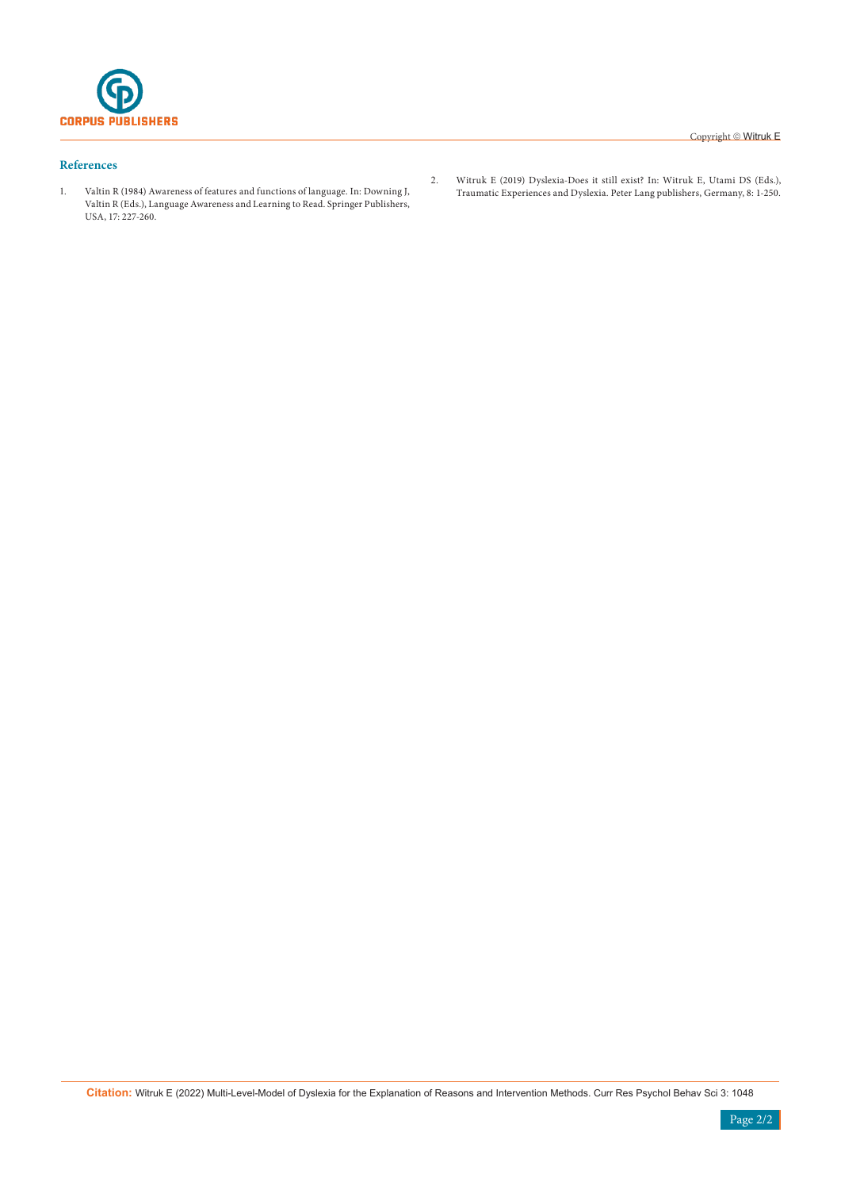## References

1. Valtin R (1984) Awareness of features and functions of language. In: Downing J, Valtin R (Eds.), Language Awareness and Learning to Read. Springer Publishers, USA, 17: 227-260.
2. Witruk E (2019) Dyslexia-Does it still exist? In: Witruk E, Utami DS (Eds.), Traumatic Experiences and Dyslexia. Peter Lang publishers, Germany, 8: 1-250.

**Citation:** Witruk E (2022) Multi-Level-Model of Dyslexia for the Explanation of Reasons and Intervention Methods. Curr Res Psychol Behav Sci 3: 1048